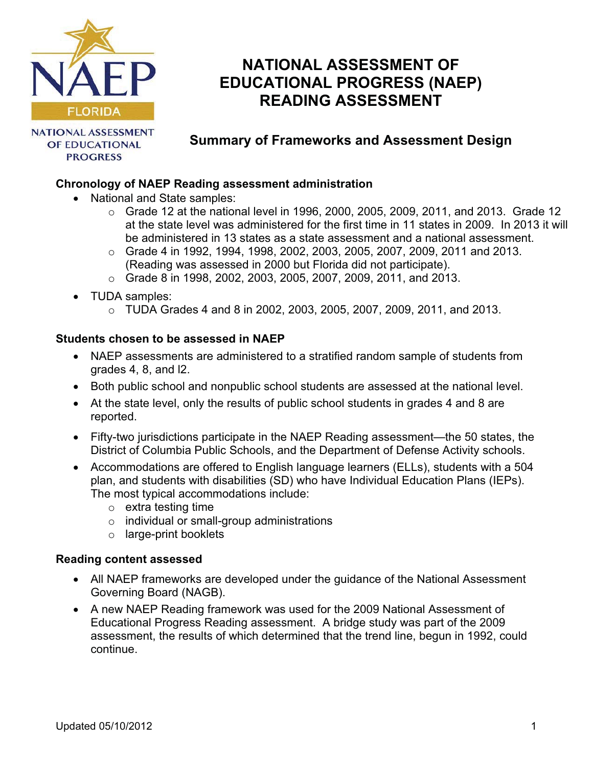NAEP FLORIDA

NATIONAL ASSESSMENT OF EDUCATIONAL PROGRESS

# NATIONAL ASSESSMENT OF EDUCATIONAL PROGRESS (NAEP) READING ASSESSMENT

## Summary of Frameworks and Assessment Design

**Chronology of NAEP Reading assessment administration**

- National and State samples:
  - Grade 12 at the national level in 1996, 2000, 2005, 2009, 2011, and 2013. Grade 12 at the state level was administered for the first time in 11 states in 2009. In 2013 it will be administered in 13 states as a state assessment and a national assessment.
  - Grade 4 in 1992, 1994, 1998, 2002, 2003, 2005, 2007, 2009, 2011 and 2013. (Reading was assessed in 2000 but Florida did not participate).
  - Grade 8 in 1998, 2002, 2003, 2005, 2007, 2009, 2011, and 2013.
- TUDA samples:
  - TUDA Grades 4 and 8 in 2002, 2003, 2005, 2007, 2009, 2011, and 2013.

**Students chosen to be assessed in NAEP**

- NAEP assessments are administered to a stratified random sample of students from grades 4, 8, and l2.
- Both public school and nonpublic school students are assessed at the national level.
- At the state level, only the results of public school students in grades 4 and 8 are reported.
- Fifty-two jurisdictions participate in the NAEP Reading assessment—the 50 states, the District of Columbia Public Schools, and the Department of Defense Activity schools.
- Accommodations are offered to English language learners (ELLs), students with a 504 plan, and students with disabilities (SD) who have Individual Education Plans (IEPs). The most typical accommodations include:
  - extra testing time
  - individual or small-group administrations
  - large-print booklets

**Reading content assessed**

- All NAEP frameworks are developed under the guidance of the National Assessment Governing Board (NAGB).
- A new NAEP Reading framework was used for the 2009 National Assessment of Educational Progress Reading assessment. A bridge study was part of the 2009 assessment, the results of which determined that the trend line, begun in 1992, could continue.

Updated 05/10/2012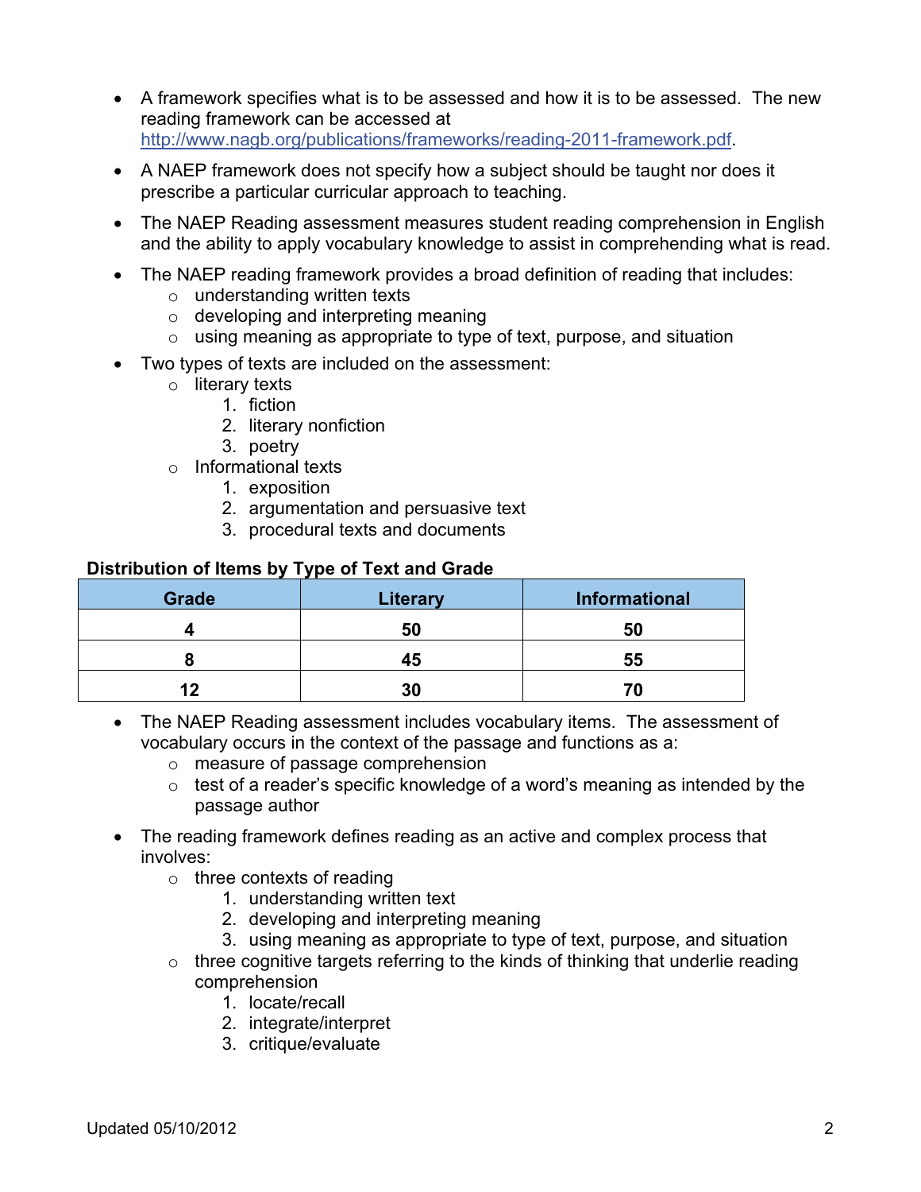- A framework specifies what is to be assessed and how it is to be assessed. The new reading framework can be accessed at http://www.nagb.org/publications/frameworks/reading-2011-framework.pdf.
- A NAEP framework does not specify how a subject should be taught nor does it prescribe a particular curricular approach to teaching.
- The NAEP Reading assessment measures student reading comprehension in English and the ability to apply vocabulary knowledge to assist in comprehending what is read.
- The NAEP reading framework provides a broad definition of reading that includes:
  - understanding written texts
  - developing and interpreting meaning
  - using meaning as appropriate to type of text, purpose, and situation
- Two types of texts are included on the assessment:
  - literary texts
    1. fiction
    2. literary nonfiction
    3. poetry
  - Informational texts
    1. exposition
    2. argumentation and persuasive text
    3. procedural texts and documents

**Distribution of Items by Type of Text and Grade**

| Grade | Literary | Informational |
|---|---|---|
| 4 | 50 | 50 |
| 8 | 45 | 55 |
| 12 | 30 | 70 |

- The NAEP Reading assessment includes vocabulary items. The assessment of vocabulary occurs in the context of the passage and functions as a:
  - measure of passage comprehension
  - test of a reader's specific knowledge of a word's meaning as intended by the passage author
- The reading framework defines reading as an active and complex process that involves:
  - three contexts of reading
    1. understanding written text
    2. developing and interpreting meaning
    3. using meaning as appropriate to type of text, purpose, and situation
  - three cognitive targets referring to the kinds of thinking that underlie reading comprehension
    1. locate/recall
    2. integrate/interpret
    3. critique/evaluate

Updated 05/10/2012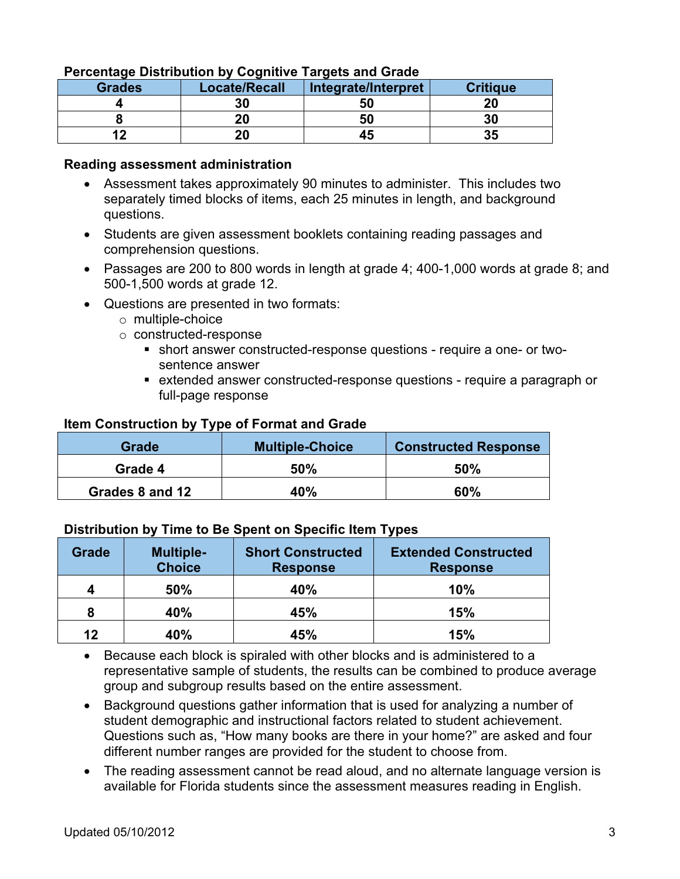**Percentage Distribution by Cognitive Targets and Grade**

| Grades | Locate/Recall | Integrate/Interpret | Critique |
|---|---|---|---|
| 4 | 30 | 50 | 20 |
| 8 | 20 | 50 | 30 |
| 12 | 20 | 45 | 35 |

**Reading assessment administration**

- Assessment takes approximately 90 minutes to administer. This includes two separately timed blocks of items, each 25 minutes in length, and background questions.
- Students are given assessment booklets containing reading passages and comprehension questions.
- Passages are 200 to 800 words in length at grade 4; 400-1,000 words at grade 8; and 500-1,500 words at grade 12.
- Questions are presented in two formats:
  - multiple-choice
  - constructed-response
    - short answer constructed-response questions - require a one- or two-sentence answer
    - extended answer constructed-response questions - require a paragraph or full-page response

**Item Construction by Type of Format and Grade**

| Grade | Multiple-Choice | Constructed Response |
|---|---|---|
| Grade 4 | 50% | 50% |
| Grades 8 and 12 | 40% | 60% |

**Distribution by Time to Be Spent on Specific Item Types**

| Grade | Multiple-Choice | Short Constructed Response | Extended Constructed Response |
|---|---|---|---|
| 4 | 50% | 40% | 10% |
| 8 | 40% | 45% | 15% |
| 12 | 40% | 45% | 15% |

- Because each block is spiraled with other blocks and is administered to a representative sample of students, the results can be combined to produce average group and subgroup results based on the entire assessment.
- Background questions gather information that is used for analyzing a number of student demographic and instructional factors related to student achievement. Questions such as, "How many books are there in your home?" are asked and four different number ranges are provided for the student to choose from.
- The reading assessment cannot be read aloud, and no alternate language version is available for Florida students since the assessment measures reading in English.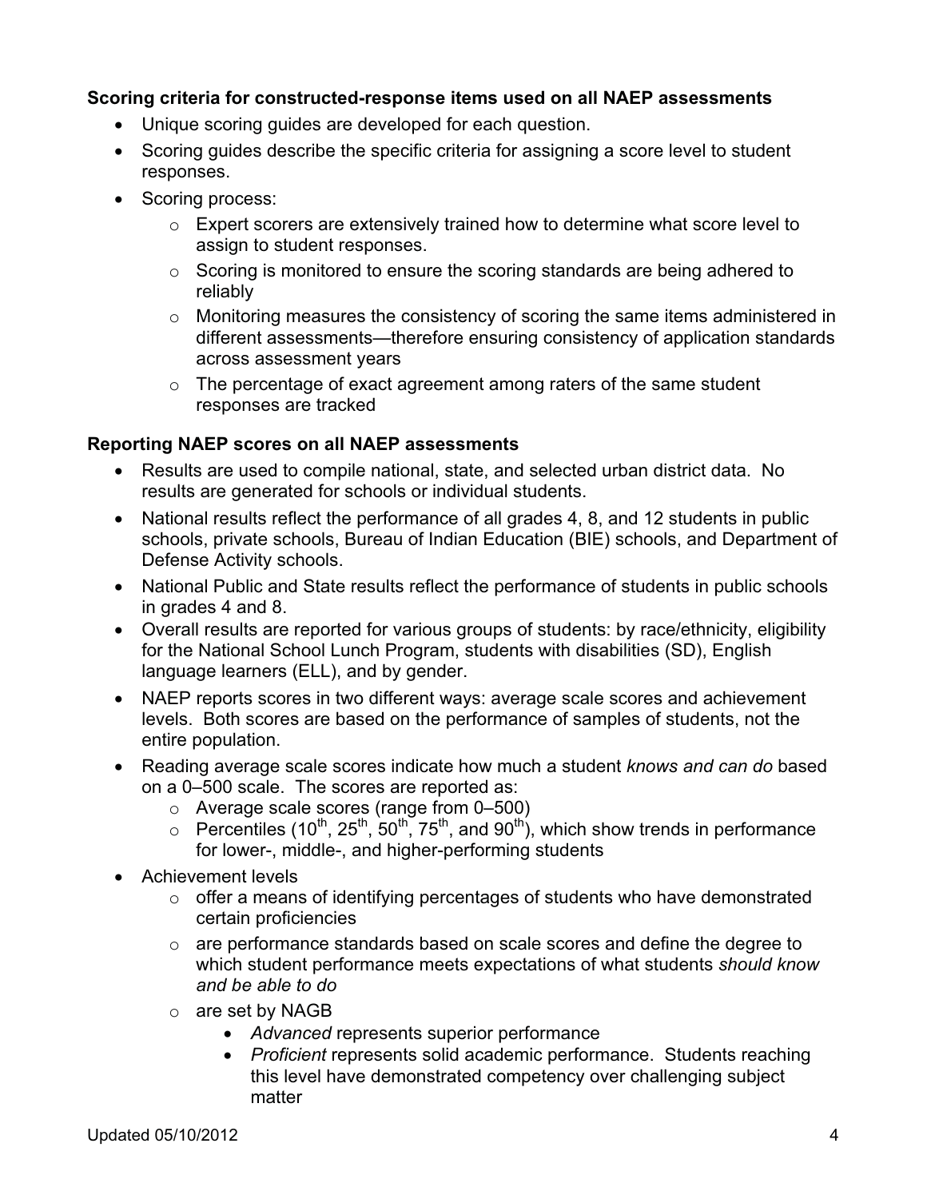**Scoring criteria for constructed-response items used on all NAEP assessments**

- Unique scoring guides are developed for each question.
- Scoring guides describe the specific criteria for assigning a score level to student responses.
- Scoring process:
    - Expert scorers are extensively trained how to determine what score level to assign to student responses.
    - Scoring is monitored to ensure the scoring standards are being adhered to reliably
    - Monitoring measures the consistency of scoring the same items administered in different assessments—therefore ensuring consistency of application standards across assessment years
    - The percentage of exact agreement among raters of the same student responses are tracked

**Reporting NAEP scores on all NAEP assessments**

- Results are used to compile national, state, and selected urban district data. No results are generated for schools or individual students.
- National results reflect the performance of all grades 4, 8, and 12 students in public schools, private schools, Bureau of Indian Education (BIE) schools, and Department of Defense Activity schools.
- National Public and State results reflect the performance of students in public schools in grades 4 and 8.
- Overall results are reported for various groups of students: by race/ethnicity, eligibility for the National School Lunch Program, students with disabilities (SD), English language learners (ELL), and by gender.
- NAEP reports scores in two different ways: average scale scores and achievement levels. Both scores are based on the performance of samples of students, not the entire population.
- Reading average scale scores indicate how much a student *knows and can do* based on a 0–500 scale. The scores are reported as:
    - Average scale scores (range from 0–500)
    - Percentiles (10th, 25th, 50th, 75th, and 90th), which show trends in performance for lower-, middle-, and higher-performing students
- Achievement levels
    - offer a means of identifying percentages of students who have demonstrated certain proficiencies
    - are performance standards based on scale scores and define the degree to which student performance meets expectations of what students *should know and be able to do*
    - are set by NAGB
        - *Advanced* represents superior performance
        - *Proficient* represents solid academic performance. Students reaching this level have demonstrated competency over challenging subject matter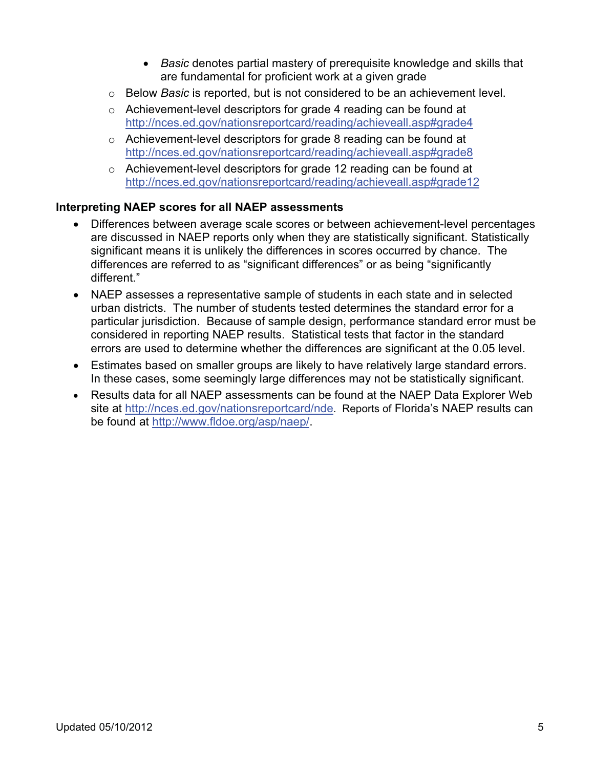- *Basic* denotes partial mastery of prerequisite knowledge and skills that are fundamental for proficient work at a given grade
  - Below *Basic* is reported, but is not considered to be an achievement level.
  - Achievement-level descriptors for grade 4 reading can be found at http://nces.ed.gov/nationsreportcard/reading/achieveall.asp#grade4
  - Achievement-level descriptors for grade 8 reading can be found at http://nces.ed.gov/nationsreportcard/reading/achieveall.asp#grade8
  - Achievement-level descriptors for grade 12 reading can be found at http://nces.ed.gov/nationsreportcard/reading/achieveall.asp#grade12

**Interpreting NAEP scores for all NAEP assessments**

- Differences between average scale scores or between achievement-level percentages are discussed in NAEP reports only when they are statistically significant. Statistically significant means it is unlikely the differences in scores occurred by chance. The differences are referred to as "significant differences" or as being "significantly different."
- NAEP assesses a representative sample of students in each state and in selected urban districts. The number of students tested determines the standard error for a particular jurisdiction. Because of sample design, performance standard error must be considered in reporting NAEP results. Statistical tests that factor in the standard errors are used to determine whether the differences are significant at the 0.05 level.
- Estimates based on smaller groups are likely to have relatively large standard errors. In these cases, some seemingly large differences may not be statistically significant.
- Results data for all NAEP assessments can be found at the NAEP Data Explorer Web site at http://nces.ed.gov/nationsreportcard/nde. Reports of Florida's NAEP results can be found at http://www.fldoe.org/asp/naep/.

Updated 05/10/2012